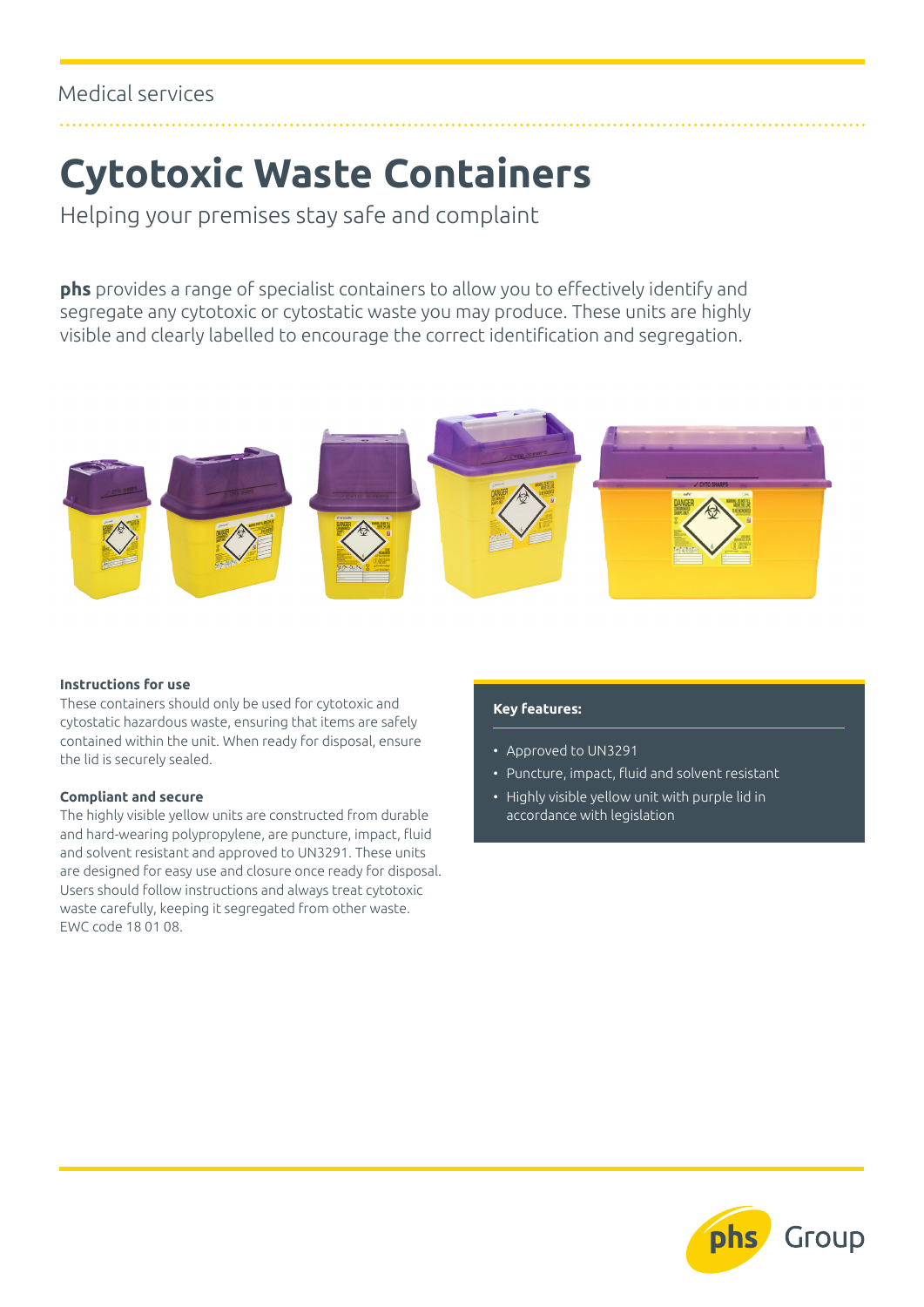Medical services

# Cytotoxic Waste Containers

Helping your premises stay safe and complaint

**phs** provides a range of specialist containers to allow you to effectively identify and segregate any cytotoxic or cytostatic waste you may produce. These units are highly visible and clearly labelled to encourage the correct identification and segregation.

### Instructions for use

These containers should only be used for cytotoxic and cytostatic hazardous waste, ensuring that items are safely contained within the unit. When ready for disposal, ensure the lid is securely sealed.

### Compliant and secure

The highly visible yellow units are constructed from durable and hard-wearing polypropylene, are puncture, impact, fluid and solvent resistant and approved to UN3291. These units are designed for easy use and closure once ready for disposal. Users should follow instructions and always treat cytotoxic waste carefully, keeping it segregated from other waste. EWC code 18 01 08.

### Key features:

- Approved to UN3291
- Puncture, impact, fluid and solvent resistant
- Highly visible yellow unit with purple lid in accordance with legislation

phs Group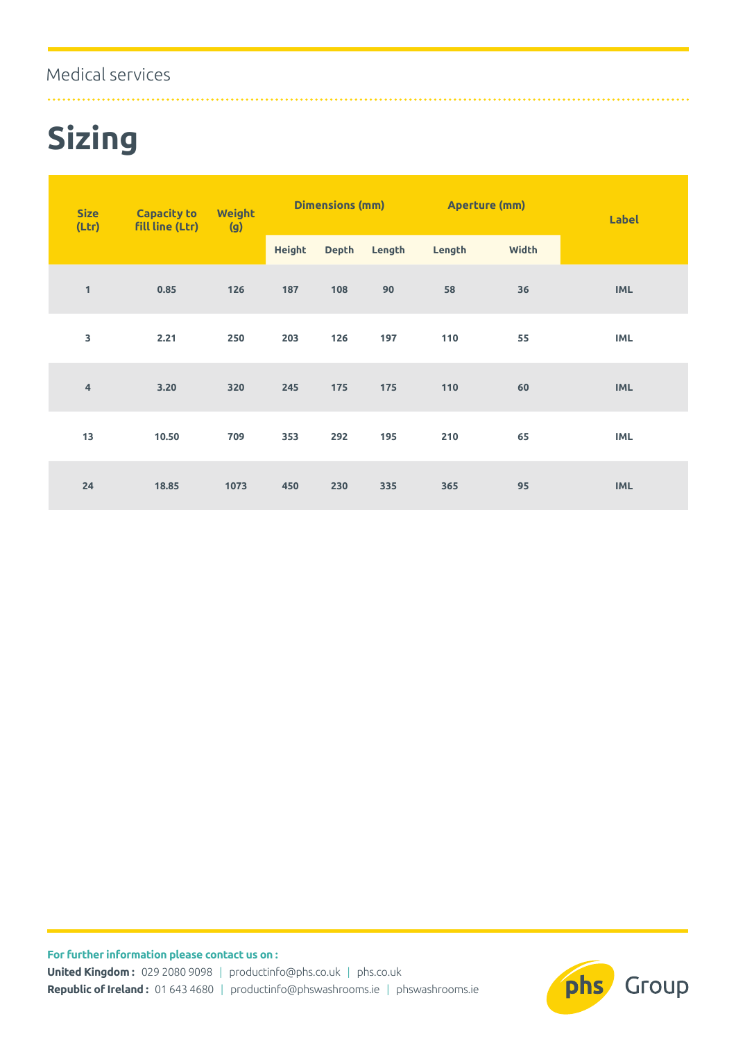Medical services

# Sizing

| Size (Ltr) | Capacity to fill line (Ltr) | Weight (g) | Dimensions (mm) | | | Aperture (mm) | | Label |
|---|---|---|---|---|---|---|---|---|
| | | | Height | Depth | Length | Length | Width | |
| 1 | 0.85 | 126 | 187 | 108 | 90 | 58 | 36 | IML |
| 3 | 2.21 | 250 | 203 | 126 | 197 | 110 | 55 | IML |
| 4 | 3.20 | 320 | 245 | 175 | 175 | 110 | 60 | IML |
| 13 | 10.50 | 709 | 353 | 292 | 195 | 210 | 65 | IML |
| 24 | 18.85 | 1073 | 450 | 230 | 335 | 365 | 95 | IML |

**For further information please contact us on :**

**United Kingdom :** 029 2080 9098 | productinfo@phs.co.uk | phs.co.uk

**Republic of Ireland :** 01 643 4680 | productinfo@phswashrooms.ie | phswashrooms.ie

phs Group